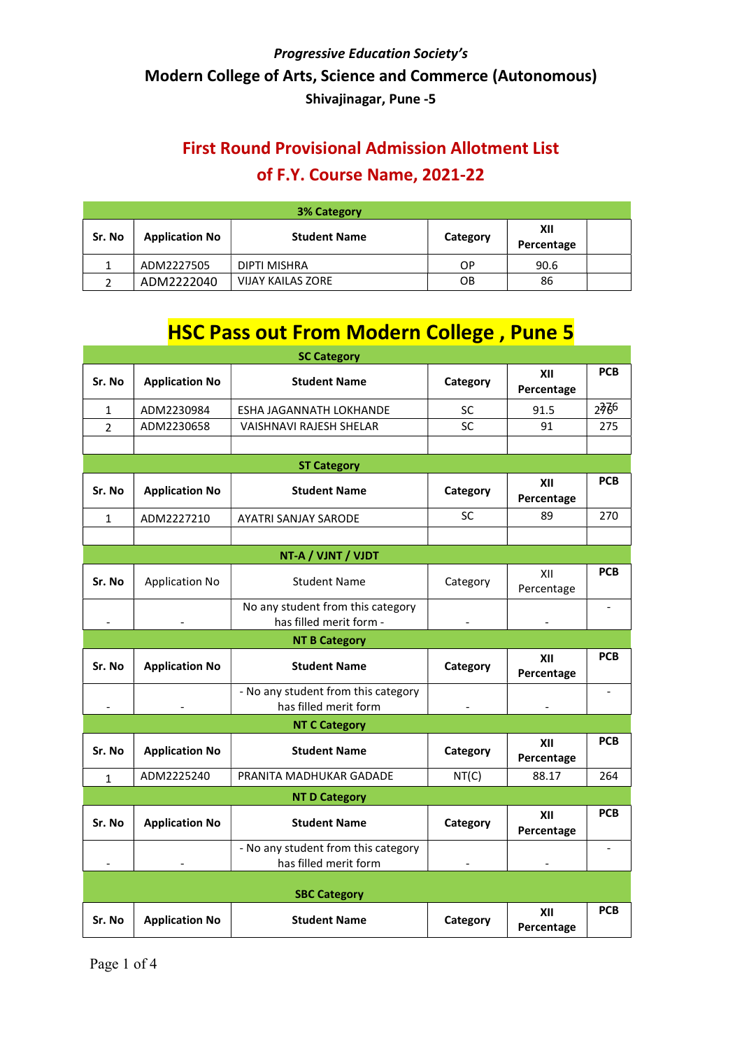*Progressive Education Society's*

**Modern College of Arts, Science and Commerce (Autonomous)**

**Shivajinagar, Pune -5**

## First Round Provisional Admission Allotment List of F.Y. Course Name, 2021-22

| 3% Category | | | | | |
|---|---|---|---|---|---|
| **Sr. No** | **Application No** | **Student Name** | **Category** | **XII Percentage** | |
| 1 | ADM2227505 | DIPTI MISHRA | OP | 90.6 | |
| 2 | ADM2222040 | VIJAY KAILAS ZORE | OB | 86 | |

## HSC Pass out From Modern College , Pune 5

| SC Category | | | | | |
|---|---|---|---|---|---|
| **Sr. No** | **Application No** | **Student Name** | **Category** | **XII Percentage** | **PCB** |
| 1 | ADM2230984 | ESHA JAGANNATH LOKHANDE | SC | 91.5 | 276 |
| 2 | ADM2230658 | VAISHNAVI RAJESH SHELAR | SC | 91 | 275 |
| | | | | | |

| ST Category | | | | | |
|---|---|---|---|---|---|
| **Sr. No** | **Application No** | **Student Name** | **Category** | **XII Percentage** | **PCB** |
| 1 | ADM2227210 | AYATRI SANJAY SARODE | SC | 89 | 270 |
| | | | | | |

| NT-A / VJNT / VJDT | | | | | |
|---|---|---|---|---|---|
| **Sr. No** | Application No | Student Name | Category | XII Percentage | **PCB** |
| - | - | No any student from this category has filled merit form - | - | - | - |

| NT B Category | | | | | |
|---|---|---|---|---|---|
| **Sr. No** | **Application No** | **Student Name** | **Category** | **XII Percentage** | **PCB** |
| - | - | - No any student from this category has filled merit form | - | - | - |

| NT C Category | | | | | |
|---|---|---|---|---|---|
| **Sr. No** | **Application No** | **Student Name** | **Category** | **XII Percentage** | **PCB** |
| 1 | ADM2225240 | PRANITA MADHUKAR GADADE | NT(C) | 88.17 | 264 |

| NT D Category | | | | | |
|---|---|---|---|---|---|
| **Sr. No** | **Application No** | **Student Name** | **Category** | **XII Percentage** | **PCB** |
| - | - | - No any student from this category has filled merit form | - | - | - |

| SBC Category | | | | | |
|---|---|---|---|---|---|
| **Sr. No** | **Application No** | **Student Name** | **Category** | **XII Percentage** | **PCB** |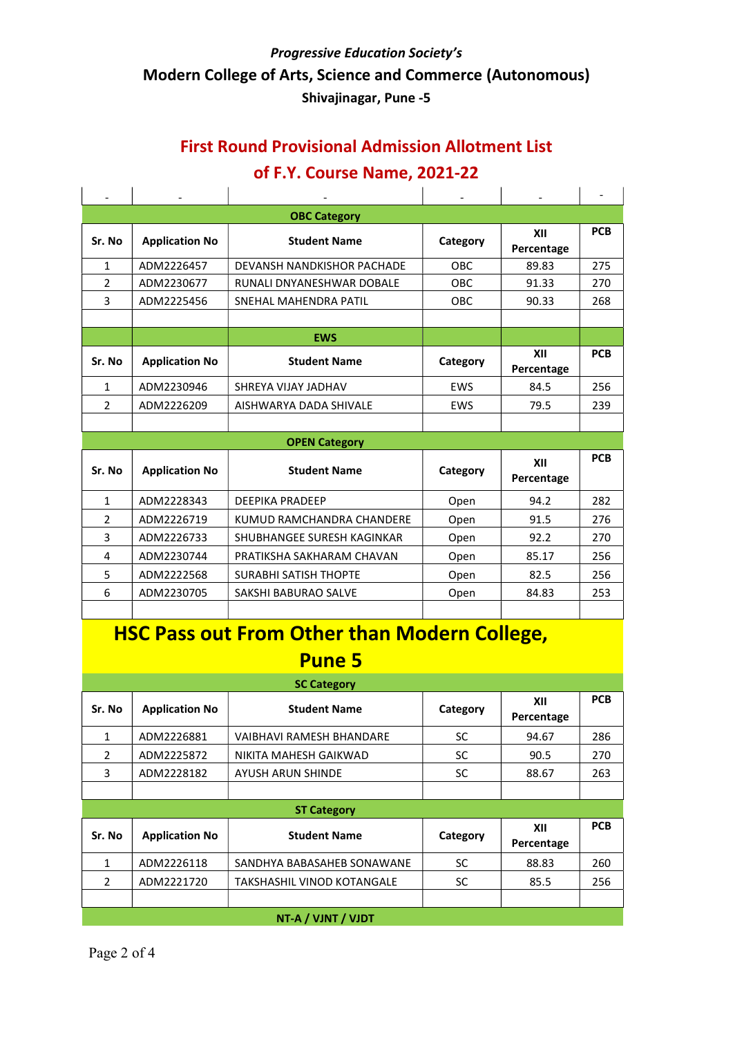*Progressive Education Society's*

## Modern College of Arts, Science and Commerce (Autonomous)

**Shivajinagar, Pune -5**

## First Round Provisional Admission Allotment List of F.Y. Course Name, 2021-22

| - | - | - | - | - | - |
|---|---|---|---|---|---|
| | | **OBC Category** | | | |
| **Sr. No** | **Application No** | **Student Name** | **Category** | **XII Percentage** | **PCB** |
| 1 | ADM2226457 | DEVANSH NANDKISHOR PACHADE | OBC | 89.83 | 275 |
| 2 | ADM2230677 | RUNALI DNYANESHWAR DOBALE | OBC | 91.33 | 270 |
| 3 | ADM2225456 | SNEHAL MAHENDRA PATIL | OBC | 90.33 | 268 |
| | | | | | |
| | | **EWS** | | | |
| **Sr. No** | **Application No** | **Student Name** | **Category** | **XII Percentage** | **PCB** |
| 1 | ADM2230946 | SHREYA VIJAY JADHAV | EWS | 84.5 | 256 |
| 2 | ADM2226209 | AISHWARYA DADA SHIVALE | EWS | 79.5 | 239 |
| | | | | | |
| | | **OPEN Category** | | | |
| **Sr. No** | **Application No** | **Student Name** | **Category** | **XII Percentage** | **PCB** |
| 1 | ADM2228343 | DEEPIKA PRADEEP | Open | 94.2 | 282 |
| 2 | ADM2226719 | KUMUD RAMCHANDRA CHANDERE | Open | 91.5 | 276 |
| 3 | ADM2226733 | SHUBHANGEE SURESH KAGINKAR | Open | 92.2 | 270 |
| 4 | ADM2230744 | PRATIKSHA SAKHARAM CHAVAN | Open | 85.17 | 256 |
| 5 | ADM2222568 | SURABHI SATISH THOPTE | Open | 82.5 | 256 |
| 6 | ADM2230705 | SAKSHI BABURAO SALVE | Open | 84.83 | 253 |

# HSC Pass out From Other than Modern College, Pune 5

| | | **SC Category** | | | |
|---|---|---|---|---|---|
| **Sr. No** | **Application No** | **Student Name** | **Category** | **XII Percentage** | **PCB** |
| 1 | ADM2226881 | VAIBHAVI RAMESH BHANDARE | SC | 94.67 | 286 |
| 2 | ADM2225872 | NIKITA MAHESH GAIKWAD | SC | 90.5 | 270 |
| 3 | ADM2228182 | AYUSH ARUN SHINDE | SC | 88.67 | 263 |
| | | | | | |
| | | **ST Category** | | | |
| **Sr. No** | **Application No** | **Student Name** | **Category** | **XII Percentage** | **PCB** |
| 1 | ADM2226118 | SANDHYA BABASAHEB SONAWANE | SC | 88.83 | 260 |
| 2 | ADM2221720 | TAKSHASHIL VINOD KOTANGALE | SC | 85.5 | 256 |
| | | | | | |
| | | **NT-A / VJNT / VJDT** | | | |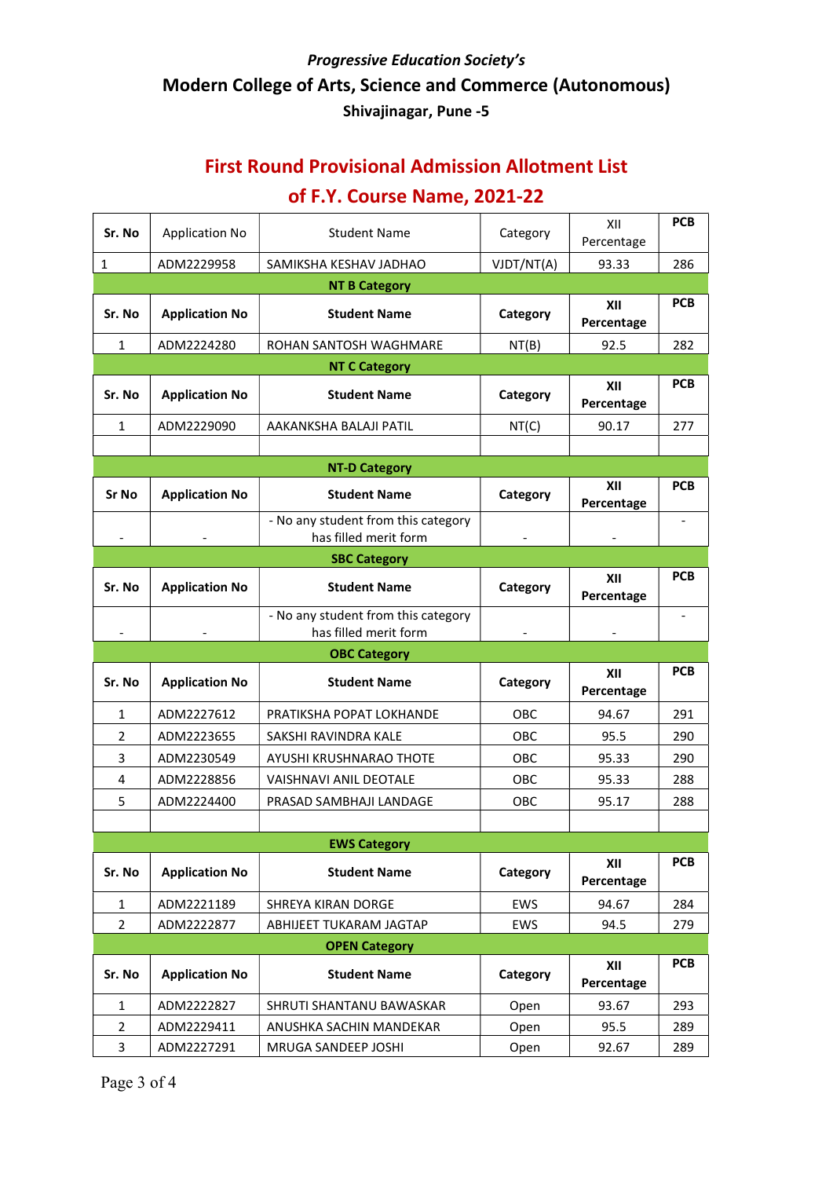*Progressive Education Society's*

**Modern College of Arts, Science and Commerce (Autonomous)**

**Shivajinagar, Pune -5**

## First Round Provisional Admission Allotment List of F.Y. Course Name, 2021-22

| Sr. No | Application No | Student Name | Category | XII Percentage | PCB |
|---|---|---|---|---|---|
| 1 | ADM2229958 | SAMIKSHA KESHAV JADHAO | VJDT/NT(A) | 93.33 | 286 |

**NT B Category**

| Sr. No | Application No | Student Name | Category | XII Percentage | PCB |
|---|---|---|---|---|---|
| 1 | ADM2224280 | ROHAN SANTOSH WAGHMARE | NT(B) | 92.5 | 282 |

**NT C Category**

| Sr. No | Application No | Student Name | Category | XII Percentage | PCB |
|---|---|---|---|---|---|
| 1 | ADM2229090 | AAKANKSHA BALAJI PATIL | NT(C) | 90.17 | 277 |
| | | | | | |

**NT-D Category**

| Sr No | Application No | Student Name | Category | XII Percentage | PCB |
|---|---|---|---|---|---|
| - | - | - No any student from this category has filled merit form | - | - | - |

**SBC Category**

| Sr. No | Application No | Student Name | Category | XII Percentage | PCB |
|---|---|---|---|---|---|
| - | - | - No any student from this category has filled merit form | - | - | - |

**OBC Category**

| Sr. No | Application No | Student Name | Category | XII Percentage | PCB |
|---|---|---|---|---|---|
| 1 | ADM2227612 | PRATIKSHA POPAT LOKHANDE | OBC | 94.67 | 291 |
| 2 | ADM2223655 | SAKSHI RAVINDRA KALE | OBC | 95.5 | 290 |
| 3 | ADM2230549 | AYUSHI KRUSHNARAO THOTE | OBC | 95.33 | 290 |
| 4 | ADM2228856 | VAISHNAVI ANIL DEOTALE | OBC | 95.33 | 288 |
| 5 | ADM2224400 | PRASAD SAMBHAJI LANDAGE | OBC | 95.17 | 288 |
| | | | | | |

**EWS Category**

| Sr. No | Application No | Student Name | Category | XII Percentage | PCB |
|---|---|---|---|---|---|
| 1 | ADM2221189 | SHREYA KIRAN DORGE | EWS | 94.67 | 284 |
| 2 | ADM2222877 | ABHIJEET TUKARAM JAGTAP | EWS | 94.5 | 279 |

**OPEN Category**

| Sr. No | Application No | Student Name | Category | XII Percentage | PCB |
|---|---|---|---|---|---|
| 1 | ADM2222827 | SHRUTI SHANTANU BAWASKAR | Open | 93.67 | 293 |
| 2 | ADM2229411 | ANUSHKA SACHIN MANDEKAR | Open | 95.5 | 289 |
| 3 | ADM2227291 | MRUGA SANDEEP JOSHI | Open | 92.67 | 289 |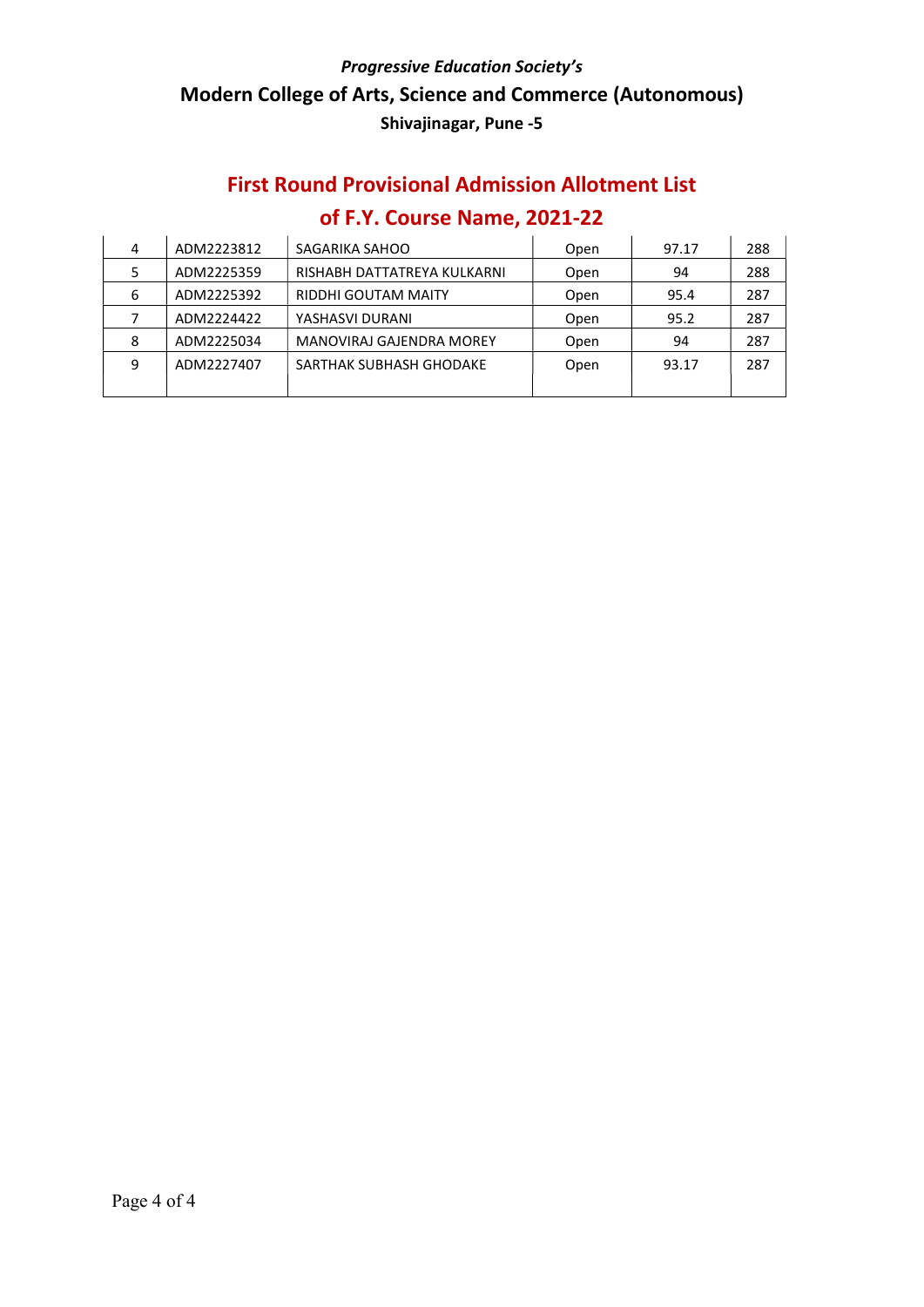*Progressive Education Society's*

**Modern College of Arts, Science and Commerce (Autonomous)**

**Shivajinagar, Pune -5**

## First Round Provisional Admission Allotment List

## of F.Y. Course Name, 2021-22

| | | | | | |
|---|---|---|---|---|---|
| 4 | ADM2223812 | SAGARIKA SAHOO | Open | 97.17 | 288 |
| 5 | ADM2225359 | RISHABH DATTATREYA KULKARNI | Open | 94 | 288 |
| 6 | ADM2225392 | RIDDHI GOUTAM MAITY | Open | 95.4 | 287 |
| 7 | ADM2224422 | YASHASVI DURANI | Open | 95.2 | 287 |
| 8 | ADM2225034 | MANOVIRAJ GAJENDRA MOREY | Open | 94 | 287 |
| 9 | ADM2227407 | SARTHAK SUBHASH GHODAKE | Open | 93.17 | 287 |